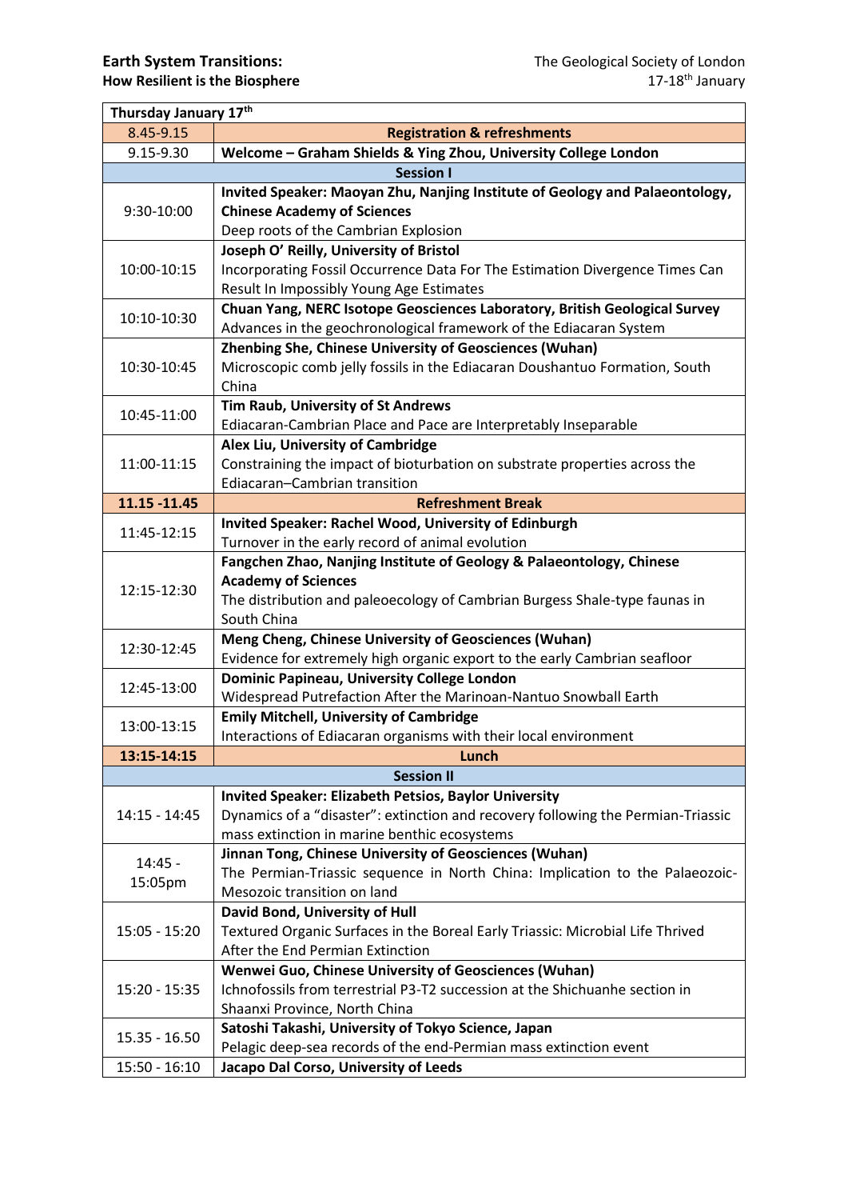**Earth System Transitions:**
**How Resilient is the Biosphere**

The Geological Society of London
17-18th January

| Thursday January 17th | |
|---|---|
| 8.45-9.15 | **Registration & refreshments** |
| 9.15-9.30 | **Welcome – Graham Shields & Ying Zhou, University College London** |
| | **Session I** |
| 9:30-10:00 | **Invited Speaker: Maoyan Zhu, Nanjing Institute of Geology and Palaeontology, Chinese Academy of Sciences**<br>Deep roots of the Cambrian Explosion |
| 10:00-10:15 | **Joseph O' Reilly, University of Bristol**<br>Incorporating Fossil Occurrence Data For The Estimation Divergence Times Can Result In Impossibly Young Age Estimates |
| 10:10-10:30 | **Chuan Yang, NERC Isotope Geosciences Laboratory, British Geological Survey**<br>Advances in the geochronological framework of the Ediacaran System |
| 10:30-10:45 | **Zhenbing She, Chinese University of Geosciences (Wuhan)**<br>Microscopic comb jelly fossils in the Ediacaran Doushantuo Formation, South China |
| 10:45-11:00 | **Tim Raub, University of St Andrews**<br>Ediacaran-Cambrian Place and Pace are Interpretably Inseparable |
| 11:00-11:15 | **Alex Liu, University of Cambridge**<br>Constraining the impact of bioturbation on substrate properties across the Ediacaran–Cambrian transition |
| **11.15 -11.45** | **Refreshment Break** |
| 11:45-12:15 | **Invited Speaker: Rachel Wood, University of Edinburgh**<br>Turnover in the early record of animal evolution |
| 12:15-12:30 | **Fangchen Zhao, Nanjing Institute of Geology & Palaeontology, Chinese Academy of Sciences**<br>The distribution and paleoecology of Cambrian Burgess Shale-type faunas in South China |
| 12:30-12:45 | **Meng Cheng, Chinese University of Geosciences (Wuhan)**<br>Evidence for extremely high organic export to the early Cambrian seafloor |
| 12:45-13:00 | **Dominic Papineau, University College London**<br>Widespread Putrefaction After the Marinoan-Nantuo Snowball Earth |
| 13:00-13:15 | **Emily Mitchell, University of Cambridge**<br>Interactions of Ediacaran organisms with their local environment |
| **13:15-14:15** | **Lunch** |
| | **Session II** |
| 14:15 - 14:45 | **Invited Speaker: Elizabeth Petsios, Baylor University**<br>Dynamics of a "disaster": extinction and recovery following the Permian-Triassic mass extinction in marine benthic ecosystems |
| 14:45 - 15:05pm | **Jinnan Tong, Chinese University of Geosciences (Wuhan)**<br>The Permian-Triassic sequence in North China: Implication to the Palaeozoic-Mesozoic transition on land |
| 15:05 - 15:20 | **David Bond, University of Hull**<br>Textured Organic Surfaces in the Boreal Early Triassic: Microbial Life Thrived After the End Permian Extinction |
| 15:20 - 15:35 | **Wenwei Guo, Chinese University of Geosciences (Wuhan)**<br>Ichnofossils from terrestrial P3-T2 succession at the Shichuanhe section in Shaanxi Province, North China |
| 15.35 - 16.50 | **Satoshi Takashi, University of Tokyo Science, Japan**<br>Pelagic deep-sea records of the end-Permian mass extinction event |
| 15:50 - 16:10 | **Jacapo Dal Corso, University of Leeds** |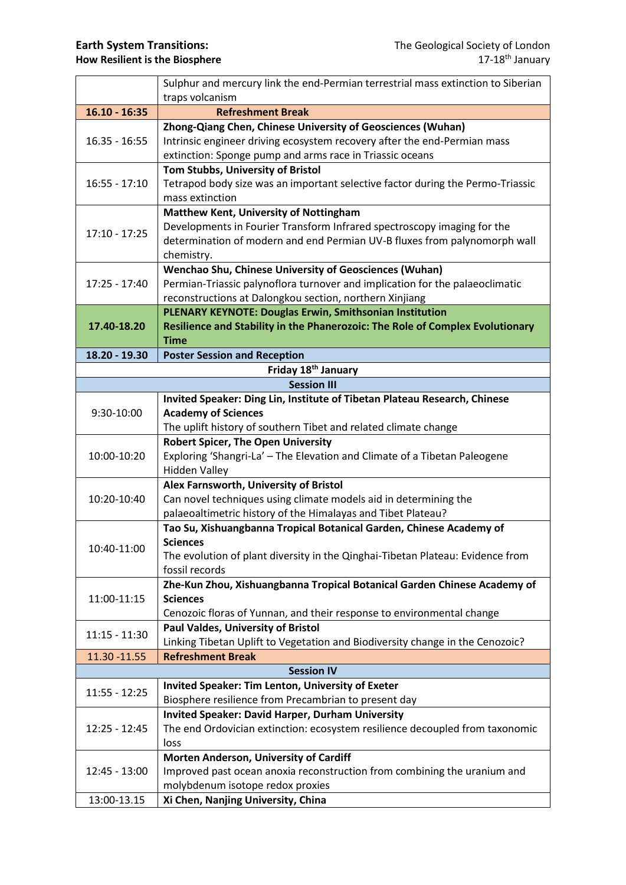| | |
|---|---|
| | Sulphur and mercury link the end-Permian terrestrial mass extinction to Siberian traps volcanism |
| **16.10 - 16:35** | **Refreshment Break** |
| 16.35 - 16:55 | **Zhong-Qiang Chen, Chinese University of Geosciences (Wuhan)**<br>Intrinsic engineer driving ecosystem recovery after the end-Permian mass extinction: Sponge pump and arms race in Triassic oceans |
| 16:55 - 17:10 | **Tom Stubbs, University of Bristol**<br>Tetrapod body size was an important selective factor during the Permo-Triassic mass extinction |
| 17:10 - 17:25 | **Matthew Kent, University of Nottingham**<br>Developments in Fourier Transform Infrared spectroscopy imaging for the determination of modern and end Permian UV-B fluxes from palynomorph wall chemistry. |
| 17:25 - 17:40 | **Wenchao Shu, Chinese University of Geosciences (Wuhan)**<br>Permian-Triassic palynoflora turnover and implication for the palaeoclimatic reconstructions at Dalongkou section, northern Xinjiang |
| **17.40-18.20** | **PLENARY KEYNOTE: Douglas Erwin, Smithsonian Institution**<br>**Resilience and Stability in the Phanerozoic: The Role of Complex Evolutionary Time** |
| **18.20 - 19.30** | **Poster Session and Reception** |
| | **Friday 18th January** |
| | **Session III** |
| 9:30-10:00 | **Invited Speaker: Ding Lin, Institute of Tibetan Plateau Research, Chinese Academy of Sciences**<br>The uplift history of southern Tibet and related climate change |
| 10:00-10:20 | **Robert Spicer, The Open University**<br>Exploring 'Shangri-La' – The Elevation and Climate of a Tibetan Paleogene Hidden Valley |
| 10:20-10:40 | **Alex Farnsworth, University of Bristol**<br>Can novel techniques using climate models aid in determining the palaeoaltimetric history of the Himalayas and Tibet Plateau? |
| 10:40-11:00 | **Tao Su, Xishuangbanna Tropical Botanical Garden, Chinese Academy of Sciences**<br>The evolution of plant diversity in the Qinghai-Tibetan Plateau: Evidence from fossil records |
| 11:00-11:15 | **Zhe-Kun Zhou, Xishuangbanna Tropical Botanical Garden Chinese Academy of Sciences**<br>Cenozoic floras of Yunnan, and their response to environmental change |
| 11:15 - 11:30 | **Paul Valdes, University of Bristol**<br>Linking Tibetan Uplift to Vegetation and Biodiversity change in the Cenozoic? |
| 11.30 -11.55 | **Refreshment Break** |
| | **Session IV** |
| 11:55 - 12:25 | **Invited Speaker: Tim Lenton, University of Exeter**<br>Biosphere resilience from Precambrian to present day |
| 12:25 - 12:45 | **Invited Speaker: David Harper, Durham University**<br>The end Ordovician extinction: ecosystem resilience decoupled from taxonomic loss |
| 12:45 - 13:00 | **Morten Anderson, University of Cardiff**<br>Improved past ocean anoxia reconstruction from combining the uranium and molybdenum isotope redox proxies |
| 13:00-13.15 | **Xi Chen, Nanjing University, China** |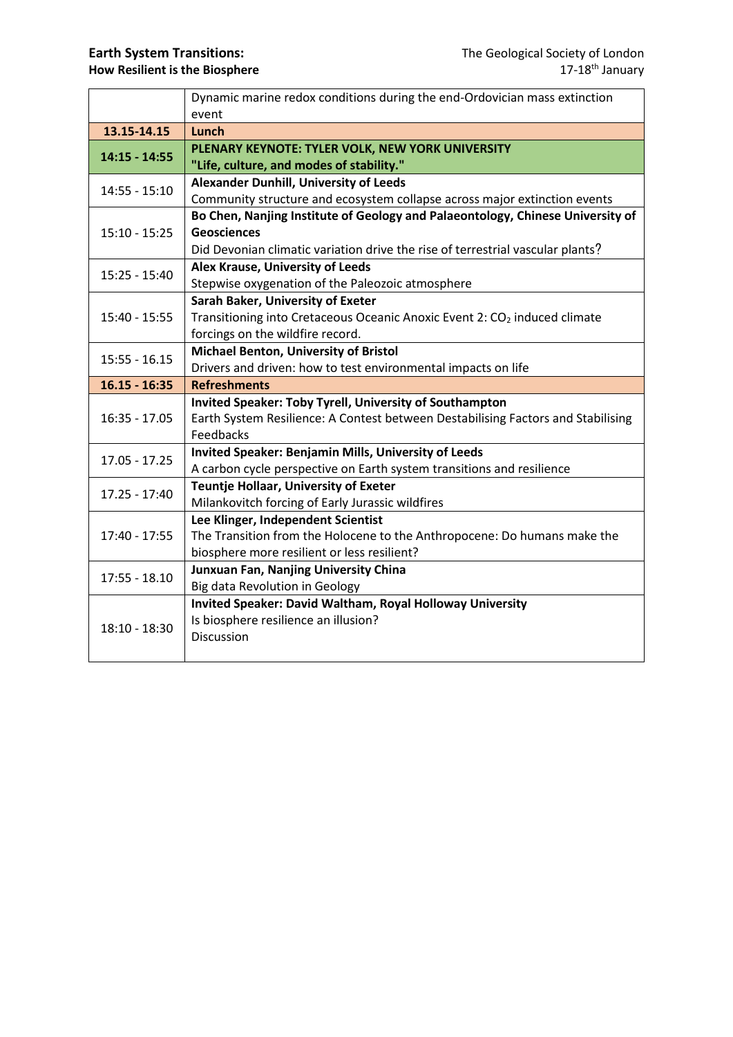| | |
|---|---|
| | Dynamic marine redox conditions during the end-Ordovician mass extinction event |
| **13.15-14.15** | **Lunch** |
| **14:15 - 14:55** | **PLENARY KEYNOTE: TYLER VOLK, NEW YORK UNIVERSITY "Life, culture, and modes of stability."** |
| 14:55 - 15:10 | **Alexander Dunhill, University of Leeds** Community structure and ecosystem collapse across major extinction events |
| 15:10 - 15:25 | **Bo Chen, Nanjing Institute of Geology and Palaeontology, Chinese University of Geosciences** Did Devonian climatic variation drive the rise of terrestrial vascular plants? |
| 15:25 - 15:40 | **Alex Krause, University of Leeds** Stepwise oxygenation of the Paleozoic atmosphere |
| 15:40 - 15:55 | **Sarah Baker, University of Exeter** Transitioning into Cretaceous Oceanic Anoxic Event 2: $CO_2$ induced climate forcings on the wildfire record. |
| 15:55 - 16.15 | **Michael Benton, University of Bristol** Drivers and driven: how to test environmental impacts on life |
| **16.15 - 16:35** | **Refreshments** |
| 16:35 - 17.05 | **Invited Speaker: Toby Tyrell, University of Southampton** Earth System Resilience: A Contest between Destabilising Factors and Stabilising Feedbacks |
| 17.05 - 17.25 | **Invited Speaker: Benjamin Mills, University of Leeds** A carbon cycle perspective on Earth system transitions and resilience |
| 17.25 - 17:40 | **Teuntje Hollaar, University of Exeter** Milankovitch forcing of Early Jurassic wildfires |
| 17:40 - 17:55 | **Lee Klinger, Independent Scientist** The Transition from the Holocene to the Anthropocene: Do humans make the biosphere more resilient or less resilient? |
| 17:55 - 18.10 | **Junxuan Fan, Nanjing University China** Big data Revolution in Geology |
| 18:10 - 18:30 | **Invited Speaker: David Waltham, Royal Holloway University** Is biosphere resilience an illusion? Discussion |